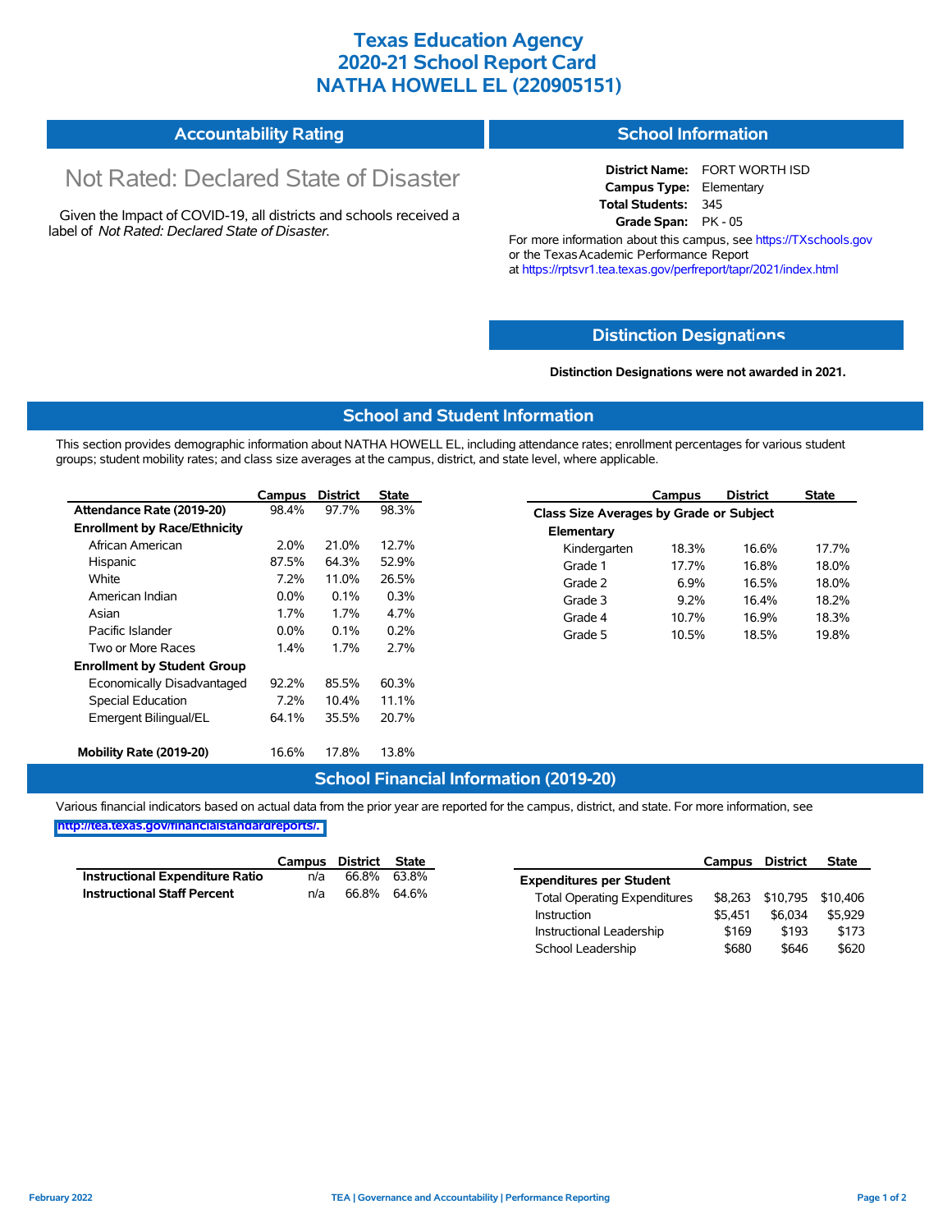# Texas Education Agency
# 2020-21 School Report Card
# NATHA HOWELL EL (220905151)

## Accountability Rating

Not Rated: Declared State of Disaster

Given the Impact of COVID-19, all districts and schools received a label of *Not Rated: Declared State of Disaster*.

## School Information

**District Name:** FORT WORTH ISD
**Campus Type:** Elementary
**Total Students:** 345
**Grade Span:** PK - 05

For more information about this campus, see https://TXschools.gov or the Texas Academic Performance Report at https://rptsvr1.tea.texas.gov/perfreport/tapr/2021/index.html

## Distinction Designations

**Distinction Designations were not awarded in 2021.**

## School and Student Information

This section provides demographic information about NATHA HOWELL EL, including attendance rates; enrollment percentages for various student groups; student mobility rates; and class size averages at the campus, district, and state level, where applicable.

| | Campus | District | State |
|---|---|---|---|
| **Attendance Rate (2019-20)** | 98.4% | 97.7% | 98.3% |
| **Enrollment by Race/Ethnicity** | | | |
| African American | 2.0% | 21.0% | 12.7% |
| Hispanic | 87.5% | 64.3% | 52.9% |
| White | 7.2% | 11.0% | 26.5% |
| American Indian | 0.0% | 0.1% | 0.3% |
| Asian | 1.7% | 1.7% | 4.7% |
| Pacific Islander | 0.0% | 0.1% | 0.2% |
| Two or More Races | 1.4% | 1.7% | 2.7% |
| **Enrollment by Student Group** | | | |
| Economically Disadvantaged | 92.2% | 85.5% | 60.3% |
| Special Education | 7.2% | 10.4% | 11.1% |
| Emergent Bilingual/EL | 64.1% | 35.5% | 20.7% |
| **Mobility Rate (2019-20)** | 16.6% | 17.8% | 13.8% |

| | Campus | District | State |
|---|---|---|---|
| **Class Size Averages by Grade or Subject** | | | |
| **Elementary** | | | |
| Kindergarten | 18.3% | 16.6% | 17.7% |
| Grade 1 | 17.7% | 16.8% | 18.0% |
| Grade 2 | 6.9% | 16.5% | 18.0% |
| Grade 3 | 9.2% | 16.4% | 18.2% |
| Grade 4 | 10.7% | 16.9% | 18.3% |
| Grade 5 | 10.5% | 18.5% | 19.8% |

## School Financial Information (2019-20)

Various financial indicators based on actual data from the prior year are reported for the campus, district, and state. For more information, see http://tea.texas.gov/financialstandardreports/.

| | Campus | District | State |
|---|---|---|---|
| **Instructional Expenditure Ratio** | n/a | 66.8% | 63.8% |
| **Instructional Staff Percent** | n/a | 66.8% | 64.6% |

| | Campus | District | State |
|---|---|---|---|
| **Expenditures per Student** | | | |
| Total Operating Expenditures | $8,263 | $10,795 | $10,406 |
| Instruction | $5,451 | $6,034 | $5,929 |
| Instructional Leadership | $169 | $193 | $173 |
| School Leadership | $680 | $646 | $620 |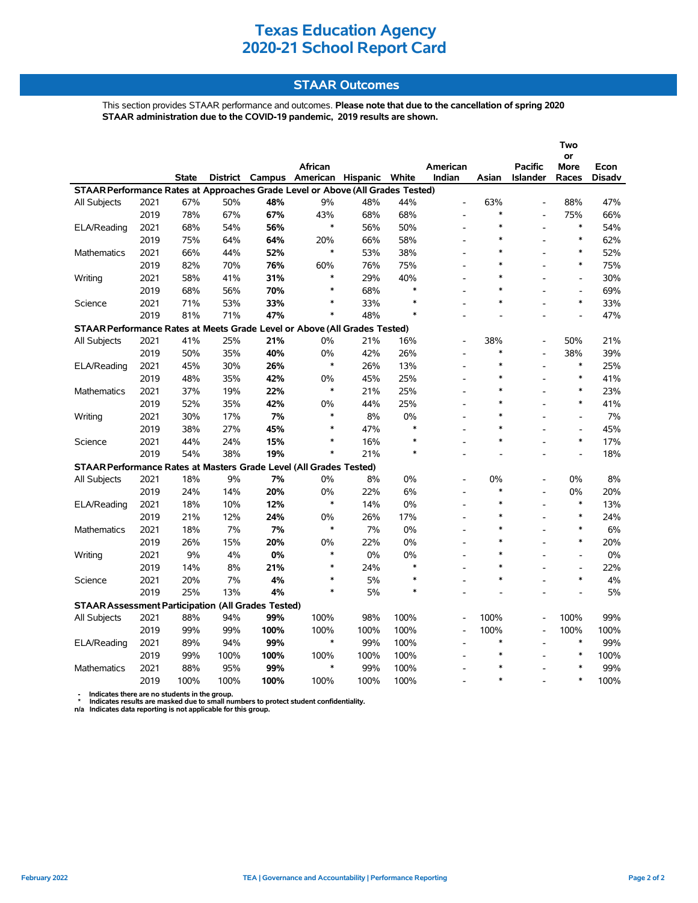# Texas Education Agency
# 2020-21 School Report Card

## STAAR Outcomes

This section provides STAAR performance and outcomes. **Please note that due to the cancellation of spring 2020 STAAR administration due to the COVID-19 pandemic, 2019 results are shown.**

| | | State | District | Campus | African American | Hispanic | White | American Indian | Asian | Pacific Islander | Two or More Races | Econ Disadv |
|---|---|---|---|---|---|---|---|---|---|---|---|---|
| **STAAR Performance Rates at Approaches Grade Level or Above (All Grades Tested)** | | | | | | | | | | | | |
| All Subjects | 2021 | 67% | 50% | **48%** | 9% | 48% | 44% | - | 63% | - | 88% | 47% |
| | 2019 | 78% | 67% | **67%** | 43% | 68% | 68% | - | * | - | 75% | 66% |
| ELA/Reading | 2021 | 68% | 54% | **56%** | * | 56% | 50% | - | * | - | * | 54% |
| | 2019 | 75% | 64% | **64%** | 20% | 66% | 58% | - | * | - | * | 62% |
| Mathematics | 2021 | 66% | 44% | **52%** | * | 53% | 38% | - | * | - | * | 52% |
| | 2019 | 82% | 70% | **76%** | 60% | 76% | 75% | - | * | - | * | 75% |
| Writing | 2021 | 58% | 41% | **31%** | * | 29% | 40% | - | * | - | - | 30% |
| | 2019 | 68% | 56% | **70%** | * | 68% | * | - | * | - | - | 69% |
| Science | 2021 | 71% | 53% | **33%** | * | 33% | * | - | * | - | * | 33% |
| | 2019 | 81% | 71% | **47%** | * | 48% | * | - | - | - | - | 47% |
| **STAAR Performance Rates at Meets Grade Level or Above (All Grades Tested)** | | | | | | | | | | | | |
| All Subjects | 2021 | 41% | 25% | **21%** | 0% | 21% | 16% | - | 38% | - | 50% | 21% |
| | 2019 | 50% | 35% | **40%** | 0% | 42% | 26% | - | * | - | 38% | 39% |
| ELA/Reading | 2021 | 45% | 30% | **26%** | * | 26% | 13% | - | * | - | * | 25% |
| | 2019 | 48% | 35% | **42%** | 0% | 45% | 25% | - | * | - | * | 41% |
| Mathematics | 2021 | 37% | 19% | **22%** | * | 21% | 25% | - | * | - | * | 23% |
| | 2019 | 52% | 35% | **42%** | 0% | 44% | 25% | - | * | - | * | 41% |
| Writing | 2021 | 30% | 17% | **7%** | * | 8% | 0% | - | * | - | - | 7% |
| | 2019 | 38% | 27% | **45%** | * | 47% | * | - | * | - | - | 45% |
| Science | 2021 | 44% | 24% | **15%** | * | 16% | * | - | * | - | * | 17% |
| | 2019 | 54% | 38% | **19%** | * | 21% | * | - | - | - | - | 18% |
| **STAAR Performance Rates at Masters Grade Level (All Grades Tested)** | | | | | | | | | | | | |
| All Subjects | 2021 | 18% | 9% | **7%** | 0% | 8% | 0% | - | 0% | - | 0% | 8% |
| | 2019 | 24% | 14% | **20%** | 0% | 22% | 6% | - | * | - | 0% | 20% |
| ELA/Reading | 2021 | 18% | 10% | **12%** | * | 14% | 0% | - | * | - | * | 13% |
| | 2019 | 21% | 12% | **24%** | 0% | 26% | 17% | - | * | - | * | 24% |
| Mathematics | 2021 | 18% | 7% | **7%** | * | 7% | 0% | - | * | - | * | 6% |
| | 2019 | 26% | 15% | **20%** | 0% | 22% | 0% | - | * | - | * | 20% |
| Writing | 2021 | 9% | 4% | **0%** | * | 0% | 0% | - | * | - | - | 0% |
| | 2019 | 14% | 8% | **21%** | * | 24% | * | - | * | - | - | 22% |
| Science | 2021 | 20% | 7% | **4%** | * | 5% | * | - | * | - | * | 4% |
| | 2019 | 25% | 13% | **4%** | * | 5% | * | - | - | - | - | 5% |
| **STAAR Assessment Participation (All Grades Tested)** | | | | | | | | | | | | |
| All Subjects | 2021 | 88% | 94% | **99%** | 100% | 98% | 100% | - | 100% | - | 100% | 99% |
| | 2019 | 99% | 99% | **100%** | 100% | 100% | 100% | - | 100% | - | 100% | 100% |
| ELA/Reading | 2021 | 89% | 94% | **99%** | * | 99% | 100% | - | * | - | * | 99% |
| | 2019 | 99% | 100% | **100%** | 100% | 100% | 100% | - | * | - | * | 100% |
| Mathematics | 2021 | 88% | 95% | **99%** | * | 99% | 100% | - | * | - | * | 99% |
| | 2019 | 100% | 100% | **100%** | 100% | 100% | 100% | - | * | - | * | 100% |

- Indicates there are no students in the group.
* Indicates results are masked due to small numbers to protect student confidentiality.
n/a Indicates data reporting is not applicable for this group.